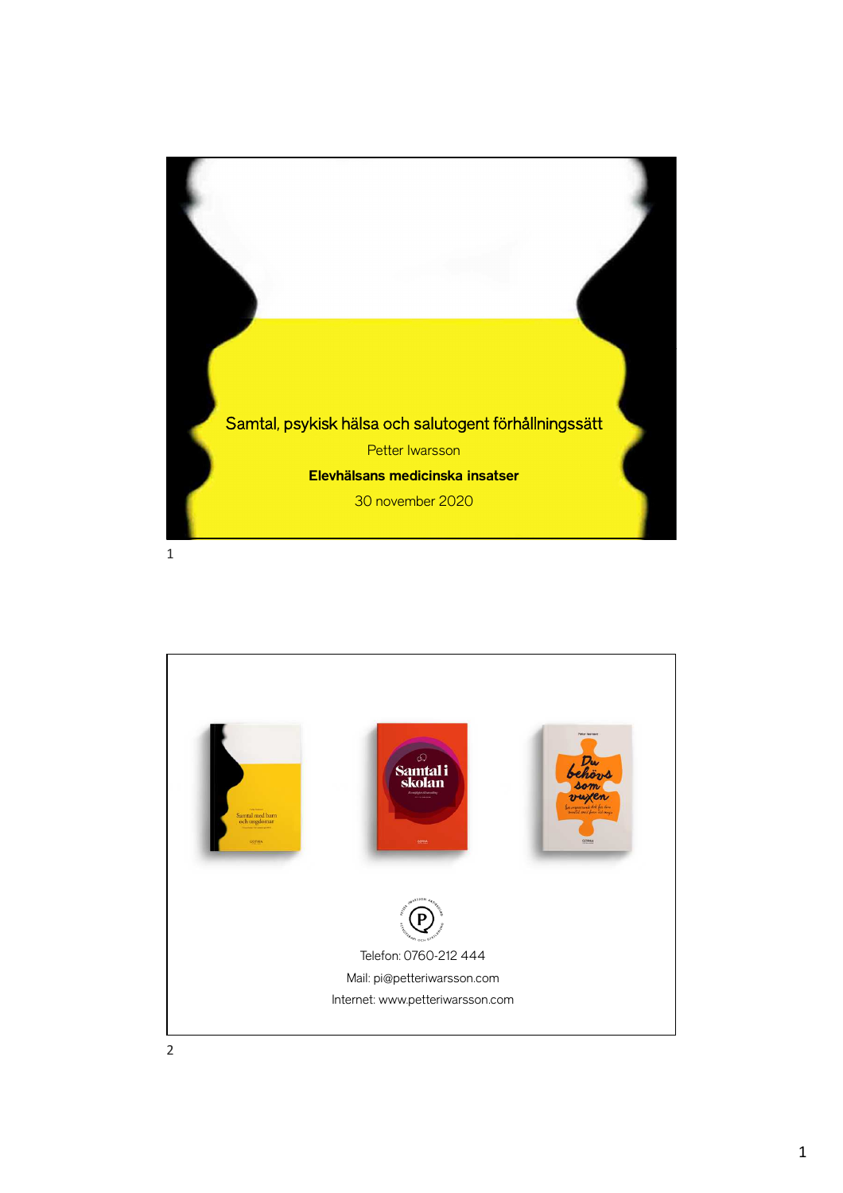# Samtal, psykisk hälsa och salutogent förhållningssätt

Petter Iwarsson

**Elevhälsans medicinska insatser**

30 november 2020

---

Telefon: 0760-212 444

Mail: pi@petteriwarsson.com

Internet: www.petteriwarsson.com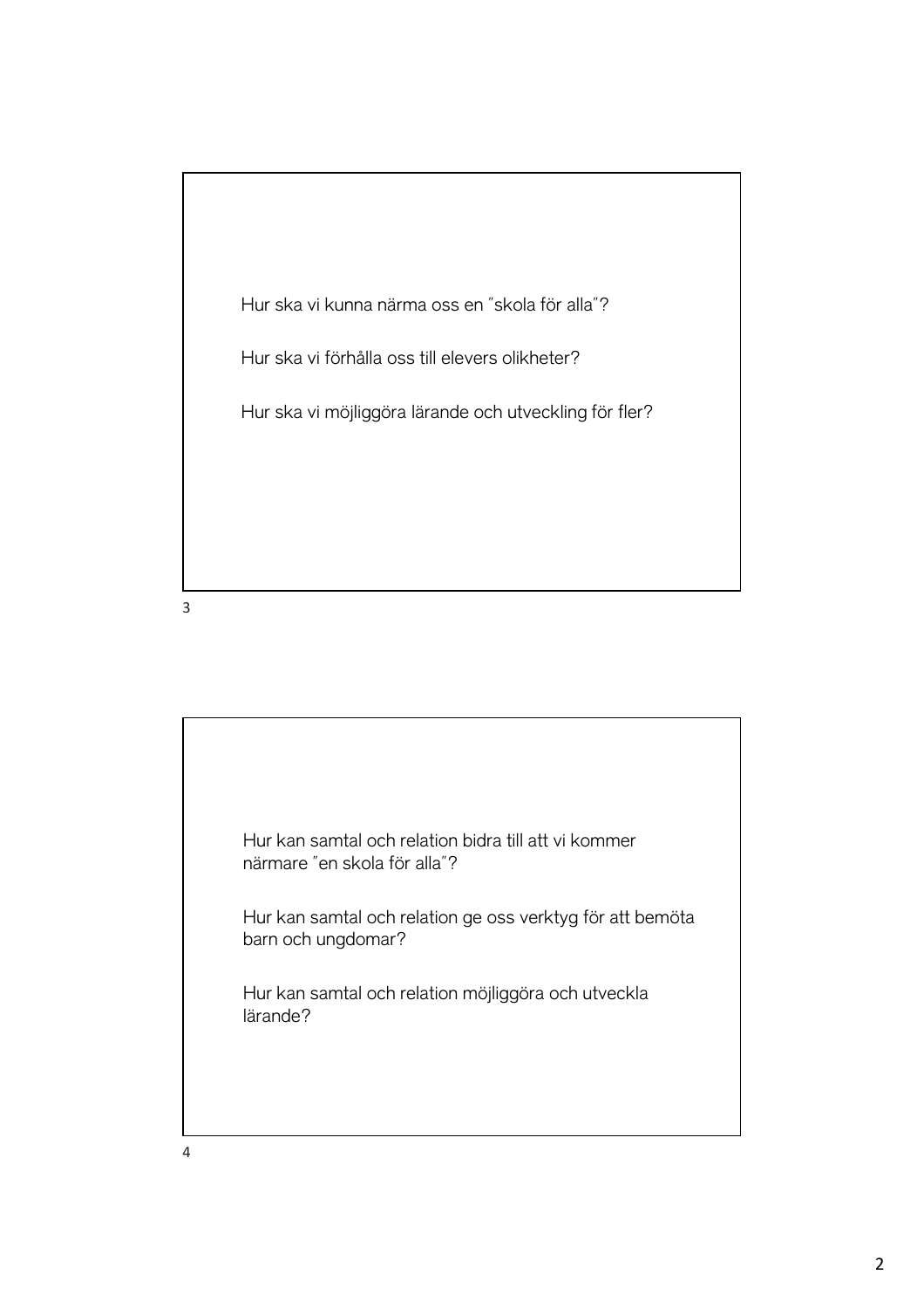Hur ska vi kunna närma oss en ”skola för alla”?

Hur ska vi förhålla oss till elevers olikheter?

Hur ska vi möjliggöra lärande och utveckling för fler?

Hur kan samtal och relation bidra till att vi kommer närmare ”en skola för alla”?

Hur kan samtal och relation ge oss verktyg för att bemöta barn och ungdomar?

Hur kan samtal och relation möjliggöra och utveckla lärande?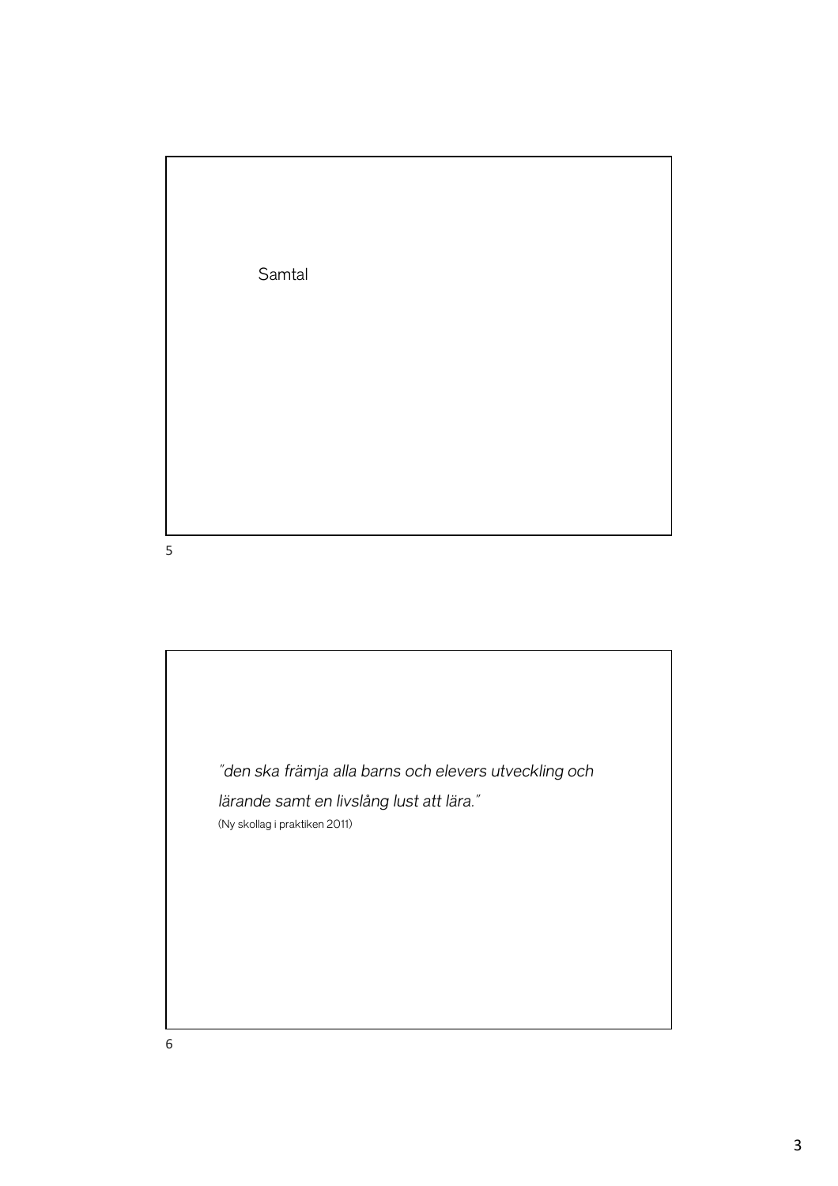Samtal

*"den ska främja alla barns och elevers utveckling och lärande samt en livslång lust att lära."*

(Ny skollag i praktiken 2011)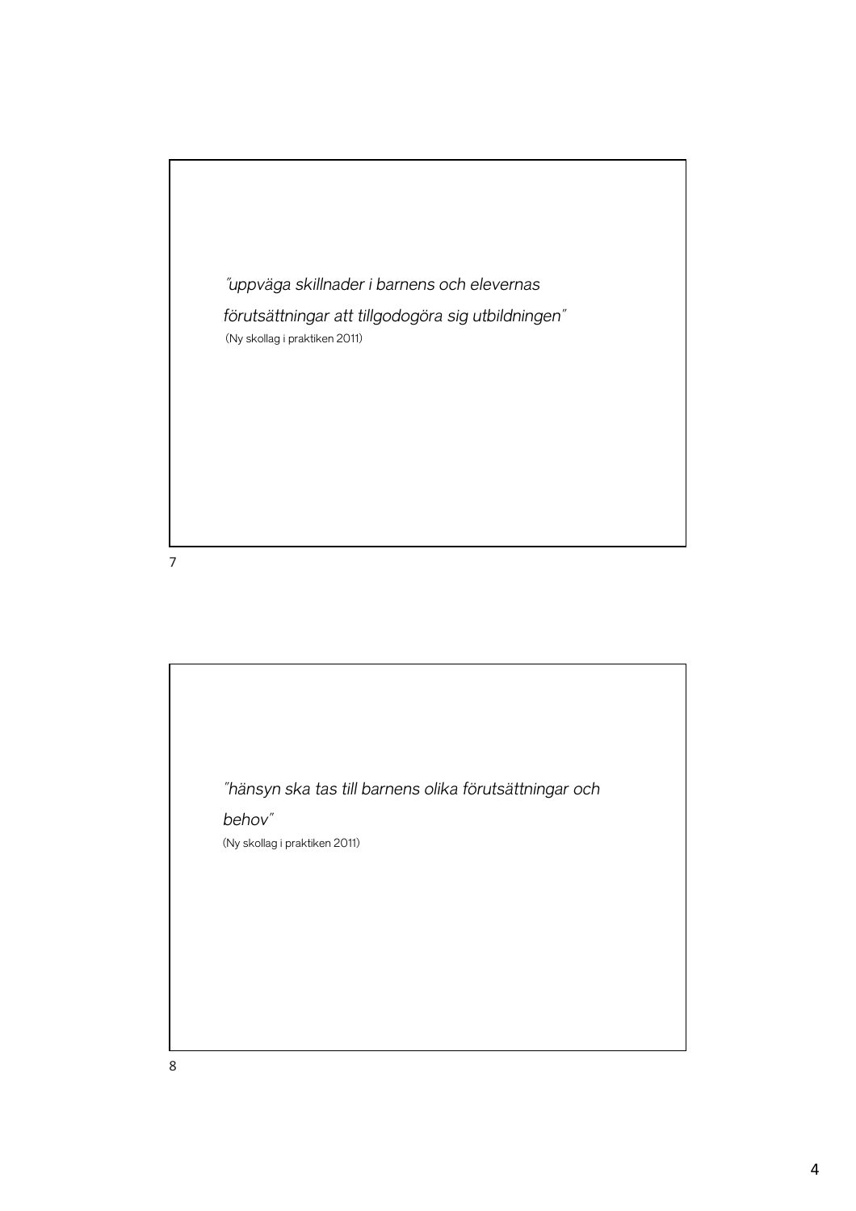*"uppväga skillnader i barnens och elevernas förutsättningar att tillgodogöra sig utbildningen"*

(Ny skollag i praktiken 2011)

*"hänsyn ska tas till barnens olika förutsättningar och behov"*

(Ny skollag i praktiken 2011)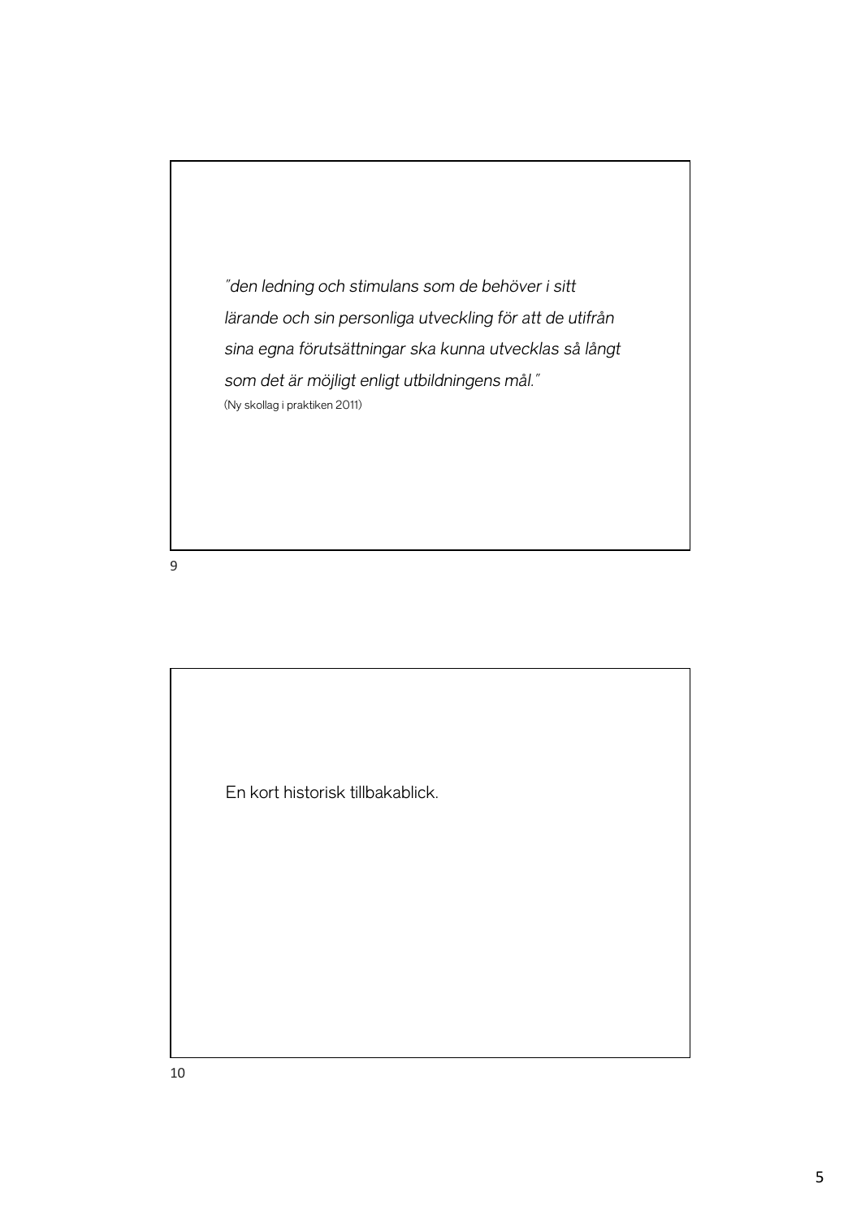*"den ledning och stimulans som de behöver i sitt lärande och sin personliga utveckling för att de utifrån sina egna förutsättningar ska kunna utvecklas så långt som det är möjligt enligt utbildningens mål."*

(Ny skollag i praktiken 2011)

En kort historisk tillbakablick.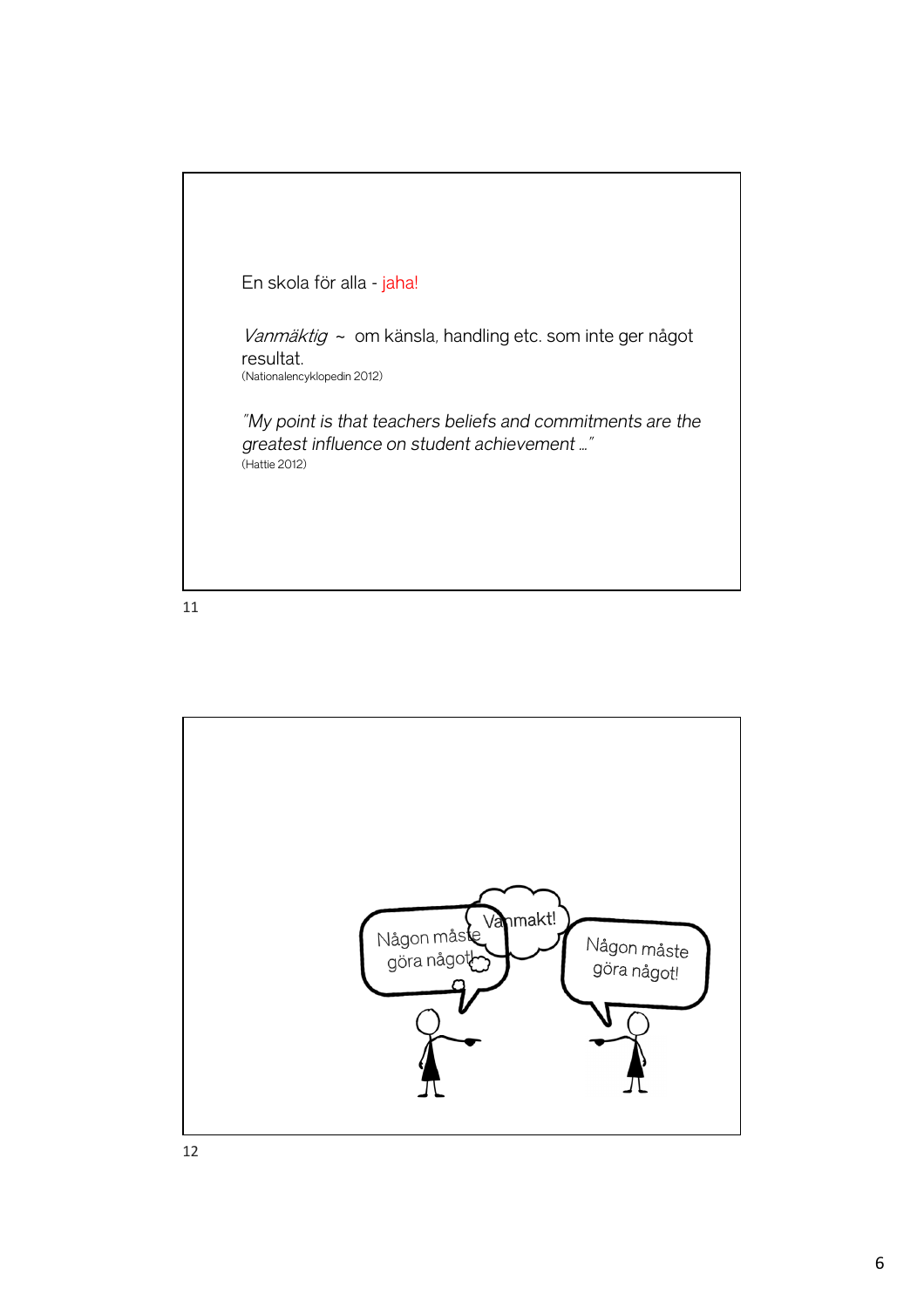En skola för alla - jaha!

*Vanmäktig* ~ om känsla, handling etc. som inte ger något resultat.
(Nationalencyklopedin 2012)

*"My point is that teachers beliefs and commitments are the greatest influence on student achievement …"*
(Hattie 2012)

Någon måste göra något!

Vanmakt!

Någon måste göra något!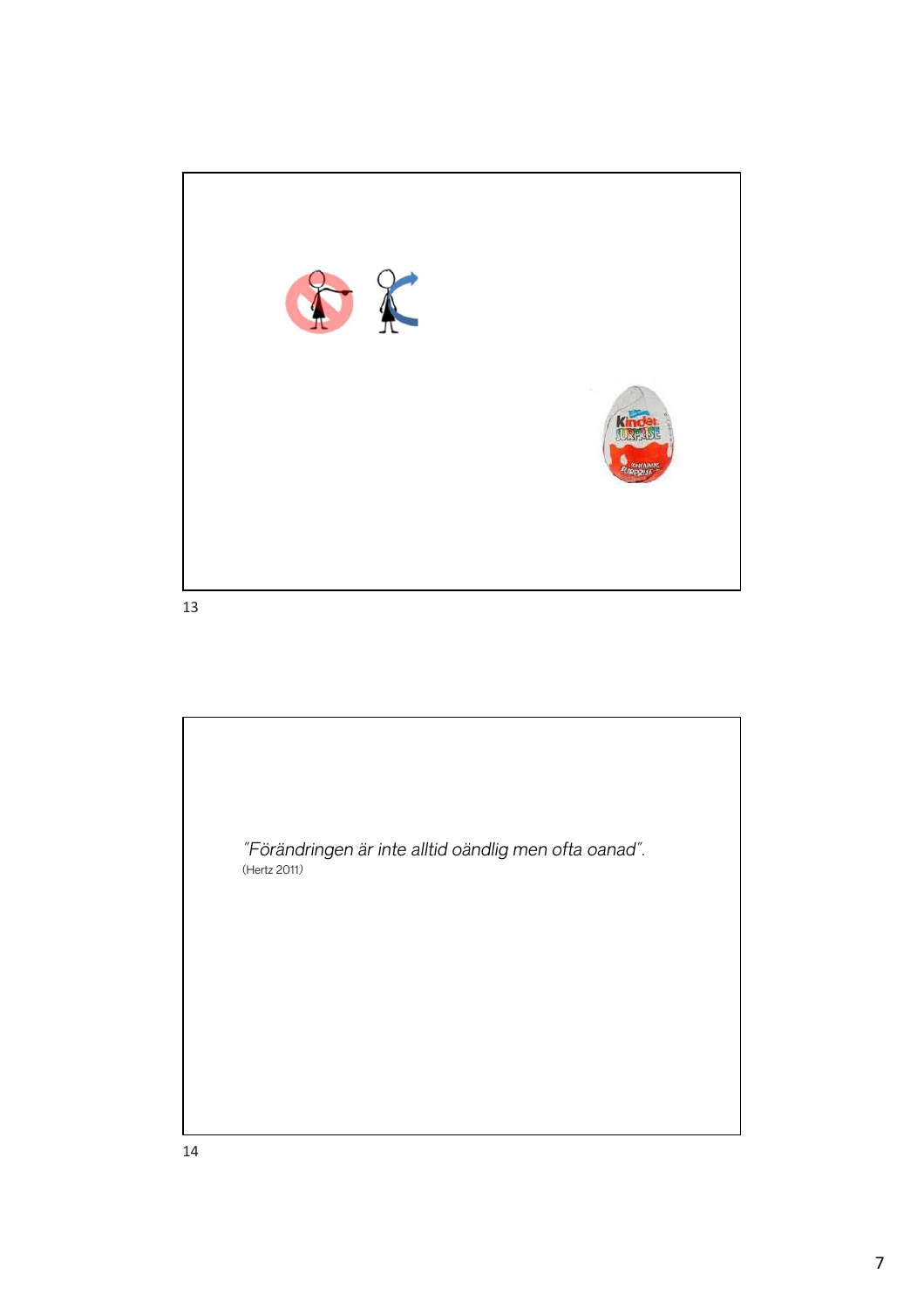*"Förändringen är inte alltid oändlig men ofta oanad".*

(Hertz 2011)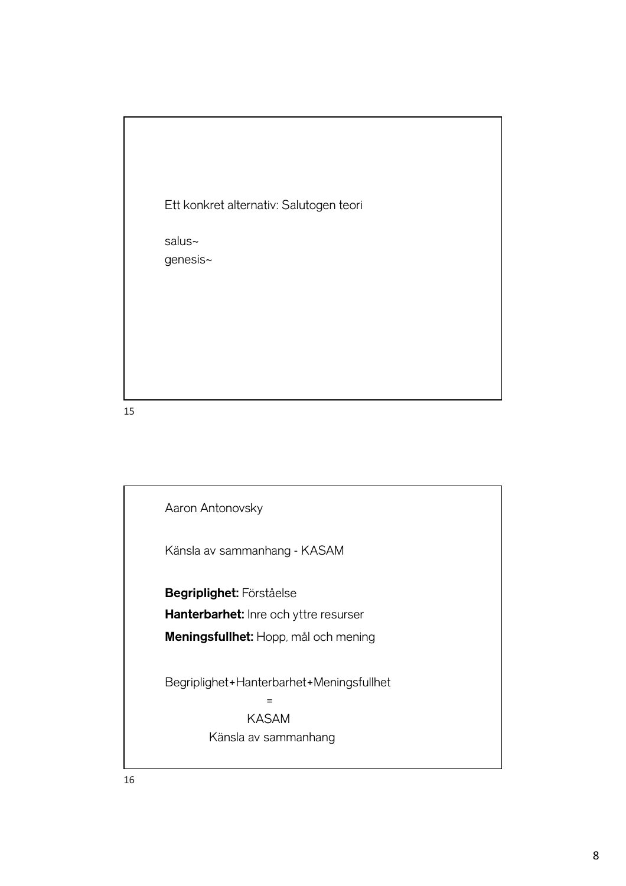Ett konkret alternativ: Salutogen teori

salus~
genesis~

Aaron Antonovsky

Känsla av sammanhang - KASAM

**Begriplighet:** Förståelse
**Hanterbarhet:** Inre och yttre resurser
**Meningsfullhet:** Hopp, mål och mening

Begriplighet+Hanterbarhet+Meningsfullhet
=
KASAM
Känsla av sammanhang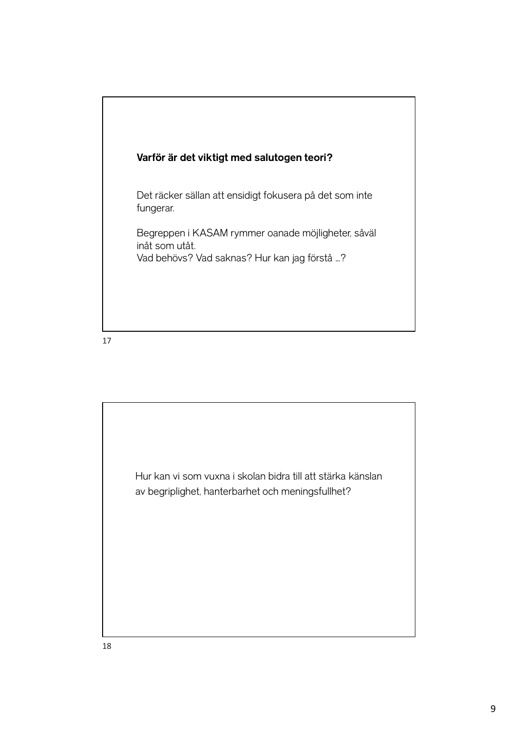**Varför är det viktigt med salutogen teori?**

Det räcker sällan att ensidigt fokusera på det som inte fungerar.

Begreppen i KASAM rymmer oanade möjligheter, såväl inåt som utåt.
Vad behövs? Vad saknas? Hur kan jag förstå …?

Hur kan vi som vuxna i skolan bidra till att stärka känslan av begriplighet, hanterbarhet och meningsfullhet?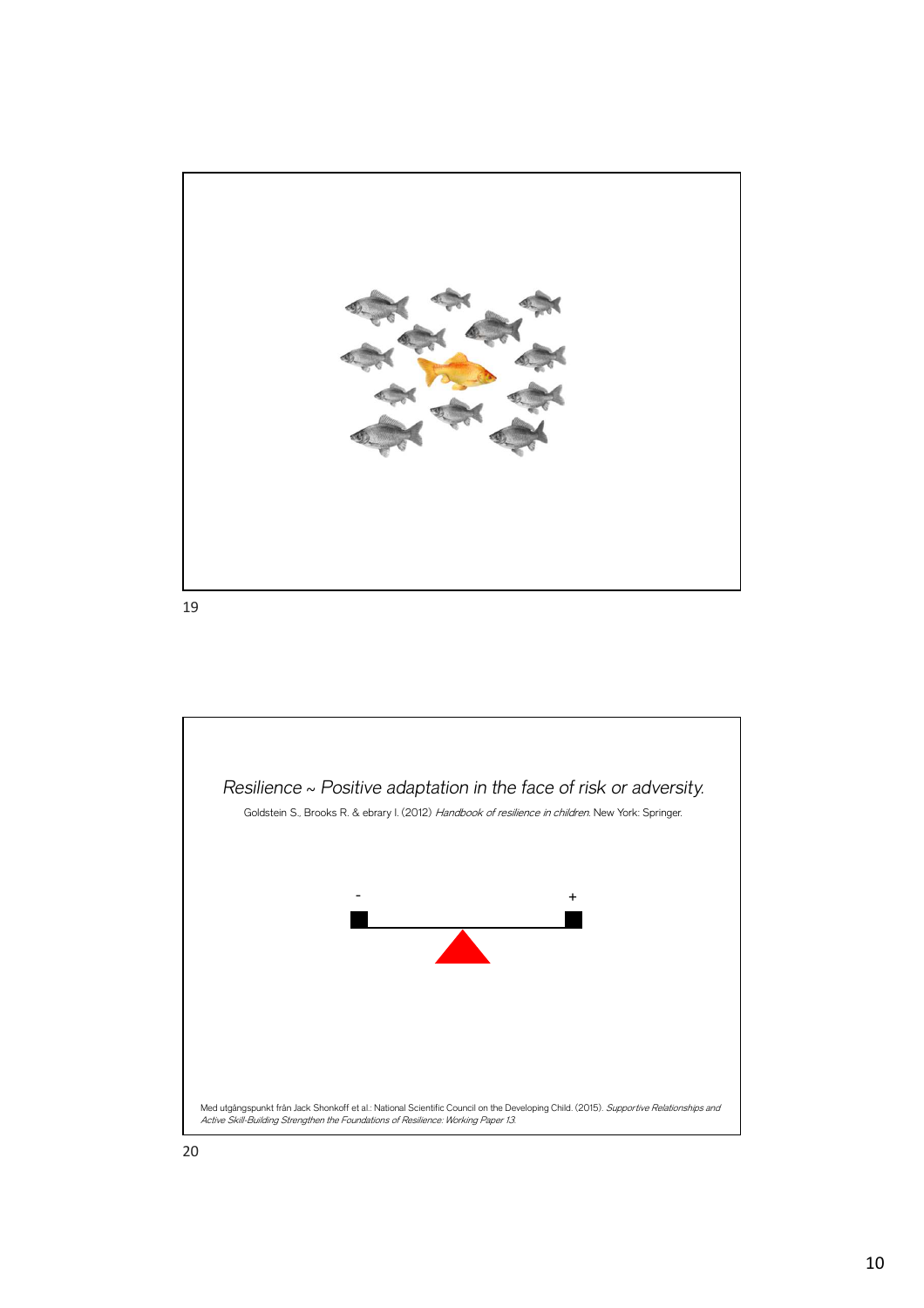*Resilience ~ Positive adaptation in the face of risk or adversity.*

Goldstein S., Brooks R. & ebrary I. (2012) *Handbook of resilience in children.* New York: Springer.

\-                    +

Med utgångspunkt från Jack Shonkoff et al.: National Scientific Council on the Developing Child. (2015). *Supportive Relationships and Active Skill-Building Strengthen the Foundations of Resilience: Working Paper 13.*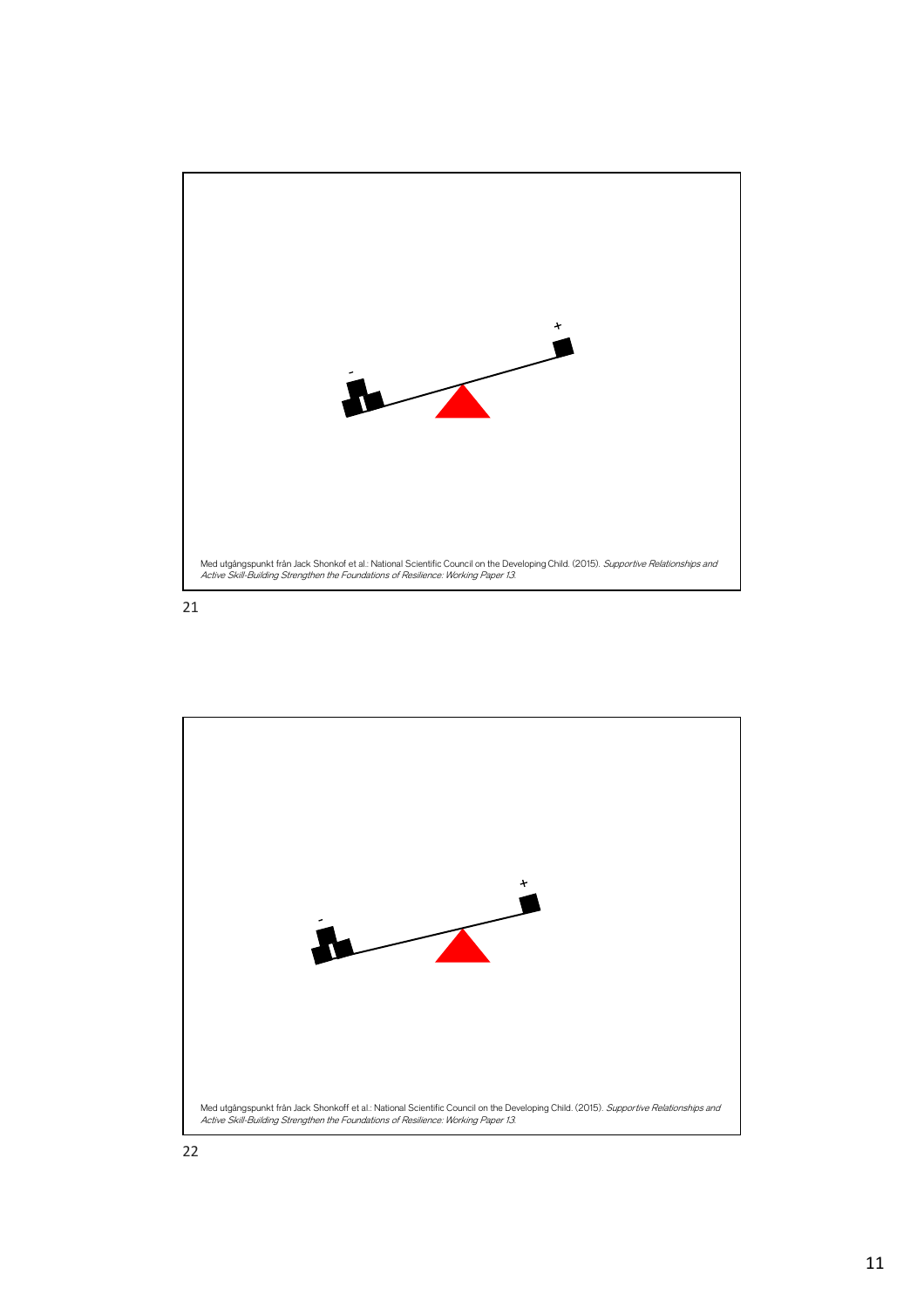\-

\+

Med utgångspunkt från Jack Shonkof et al.: National Scientific Council on the Developing Child. (2015). *Supportive Relationships and Active Skill-Building Strengthen the Foundations of Resilience: Working Paper 13.*

21

\-

\+

Med utgångspunkt från Jack Shonkoff et al.: National Scientific Council on the Developing Child. (2015). *Supportive Relationships and Active Skill-Building Strengthen the Foundations of Resilience: Working Paper 13.*

22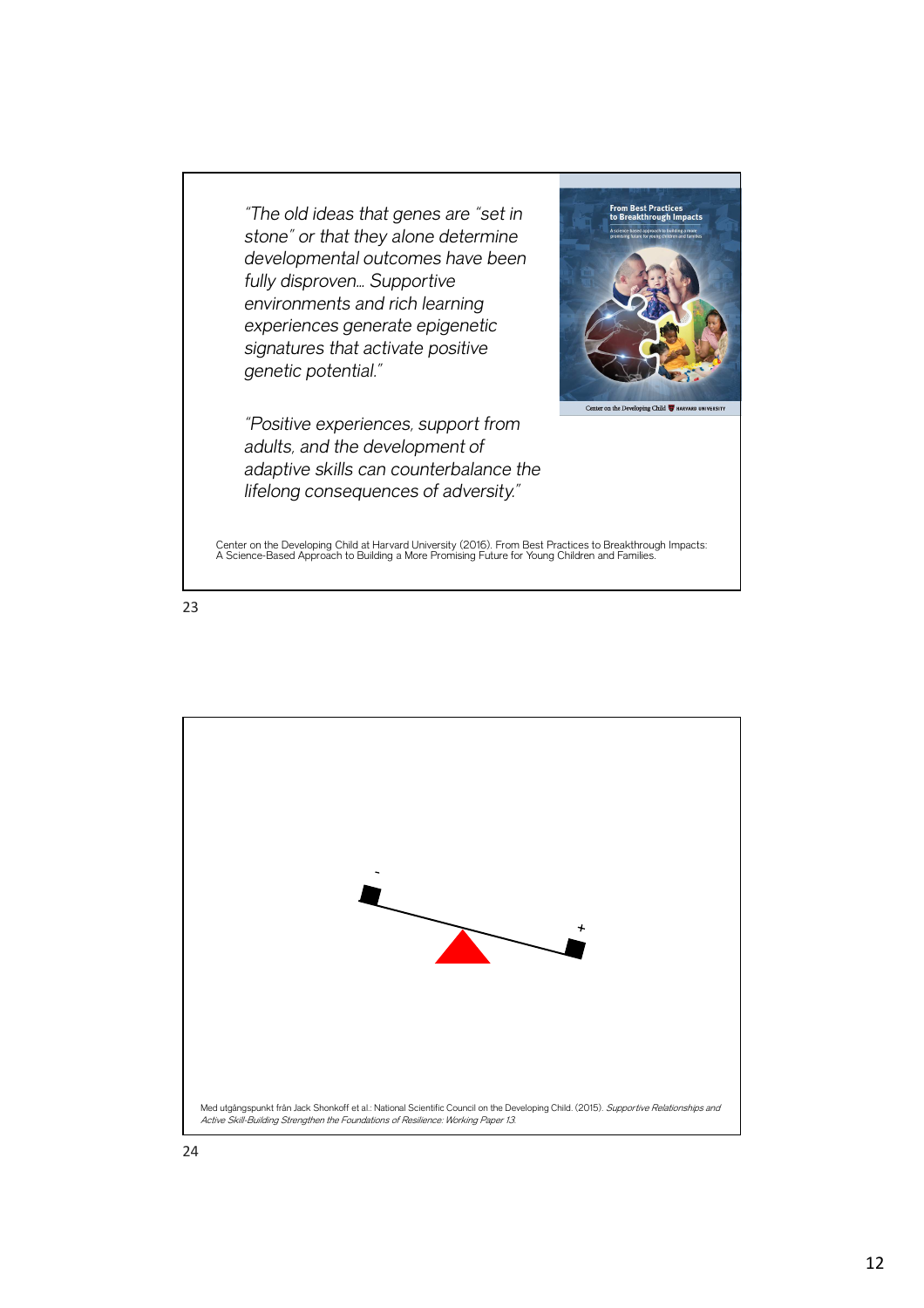*"The old ideas that genes are "set in stone" or that they alone determine developmental outcomes have been fully disproven… Supportive environments and rich learning experiences generate epigenetic signatures that activate positive genetic potential."*

*"Positive experiences, support from adults, and the development of adaptive skills can counterbalance the lifelong consequences of adversity."*

Center on the Developing Child at Harvard University (2016). From Best Practices to Breakthrough Impacts: A Science-Based Approach to Building a More Promising Future for Young Children and Families.

23

-

+

Med utgångspunkt från Jack Shonkoff et al.: National Scientific Council on the Developing Child. (2015). *Supportive Relationships and Active Skill-Building Strengthen the Foundations of Resilience: Working Paper 13.*

24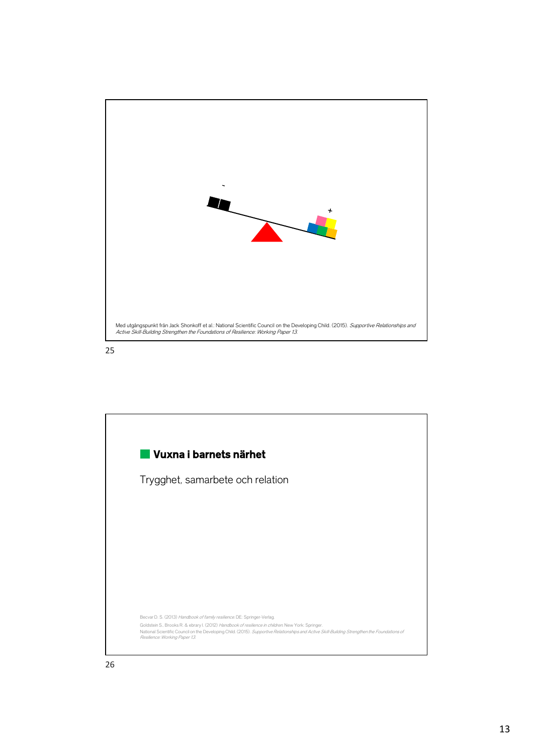-

+

Med utgångspunkt från Jack Shonkoff et al.: National Scientific Council on the Developing Child. (2015). *Supportive Relationships and Active Skill-Building Strengthen the Foundations of Resilience: Working Paper 13.*

## Vuxna i barnets närhet

Trygghet, samarbete och relation

Becvar D. S. (2013) *Handbook of family resilience.* DE: Springer-Verlag.

Goldstein S., Brooks R. & ebrary I. (2012) *Handbook of resilience in children.* New York: Springer.

National Scientific Council on the Developing Child. (2015). *Supportive Relationships and Active Skill-Building Strengthen the Foundations of Resilience: Working Paper 13.*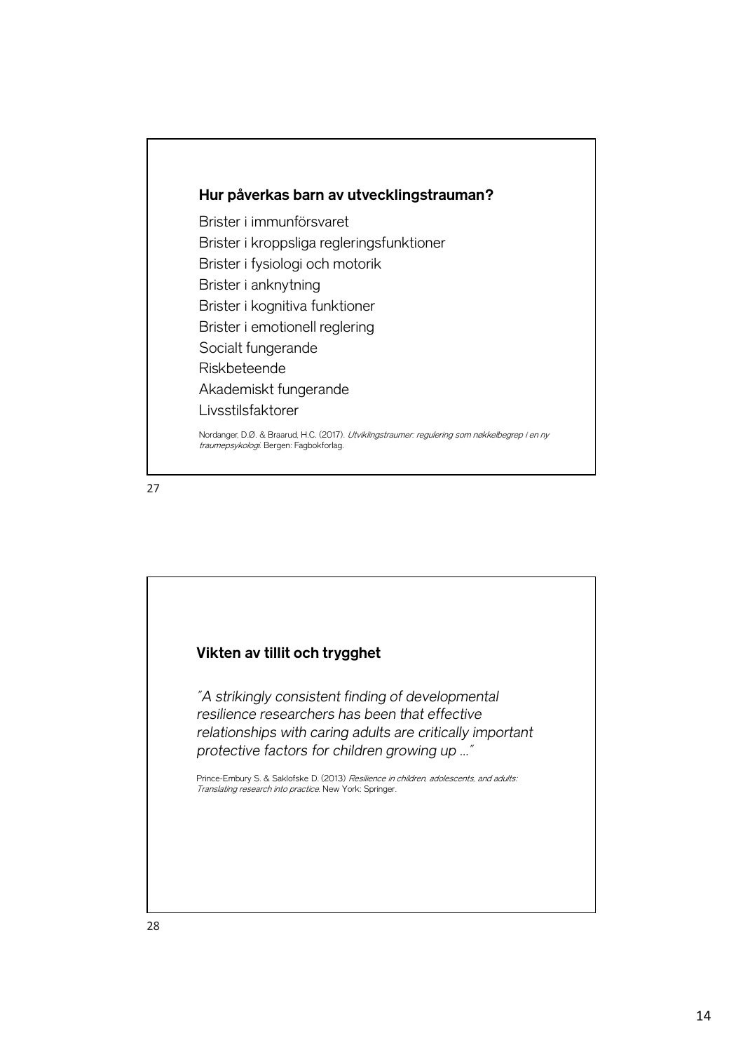## Hur påverkas barn av utvecklingstrauman?

Brister i immunförsvaret
Brister i kroppsliga regleringsfunktioner
Brister i fysiologi och motorik
Brister i anknytning
Brister i kognitiva funktioner
Brister i emotionell reglering
Socialt fungerande
Riskbeteende
Akademiskt fungerande
Livsstilsfaktorer

Nordanger, D.Ø. & Braarud, H.C. (2017). *Utviklingstraumer: regulering som nøkkelbegrep i en ny traumepsykologi*. Bergen: Fagbokforlag.

## Vikten av tillit och trygghet

*"A strikingly consistent finding of developmental resilience researchers has been that effective relationships with caring adults are critically important protective factors for children growing up …"*

Prince-Embury S. & Saklofske D. (2013) *Resilience in children, adolescents, and adults: Translating research into practice*. New York: Springer.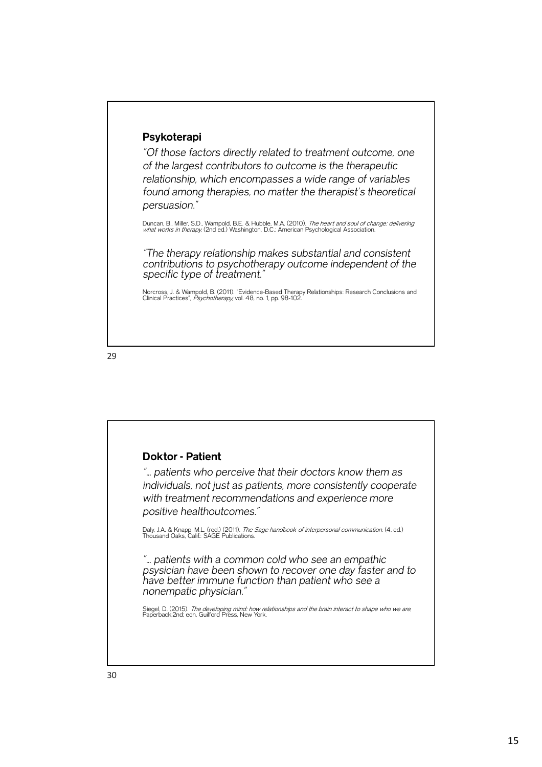## Psykoterapi

*"Of those factors directly related to treatment outcome, one of the largest contributors to outcome is the therapeutic relationship, which encompasses a wide range of variables found among therapies, no matter the therapist's theoretical persuasion."*

Duncan, B., Miller, S.D., Wampold, B.E. & Hubble, M.A. (2010). *The heart and soul of change: delivering what works in therapy.* (2nd ed.) Washington, D.C.: American Psychological Association.

*"The therapy relationship makes substantial and consistent contributions to psychotherapy outcome independent of the specific type of treatment."*

Norcross, J. & Wampold, B. (2011). "Evidence-Based Therapy Relationships: Research Conclusions and Clinical Practices", *Psychotherapy*, vol. 48, no. 1, pp. 98-102.

## Doktor - Patient

*"... patients who perceive that their doctors know them as individuals, not just as patients, more consistently cooperate with treatment recommendations and experience more positive healthoutcomes."*

Daly, J.A. & Knapp, M.L. (red.) (2011). *The Sage handbook of interpersonal communication.* (4. ed.) Thousand Oaks, Calif.: SAGE Publications.

*"... patients with a common cold who see an empathic psysician have been shown to recover one day faster and to have better immune function than patient who see a nonempatic physician."*

Siegel, D. (2015). *The developing mind: how relationships and the brain interact to shape who we are*, Paperback;2nd; edn, Guilford Press, New York.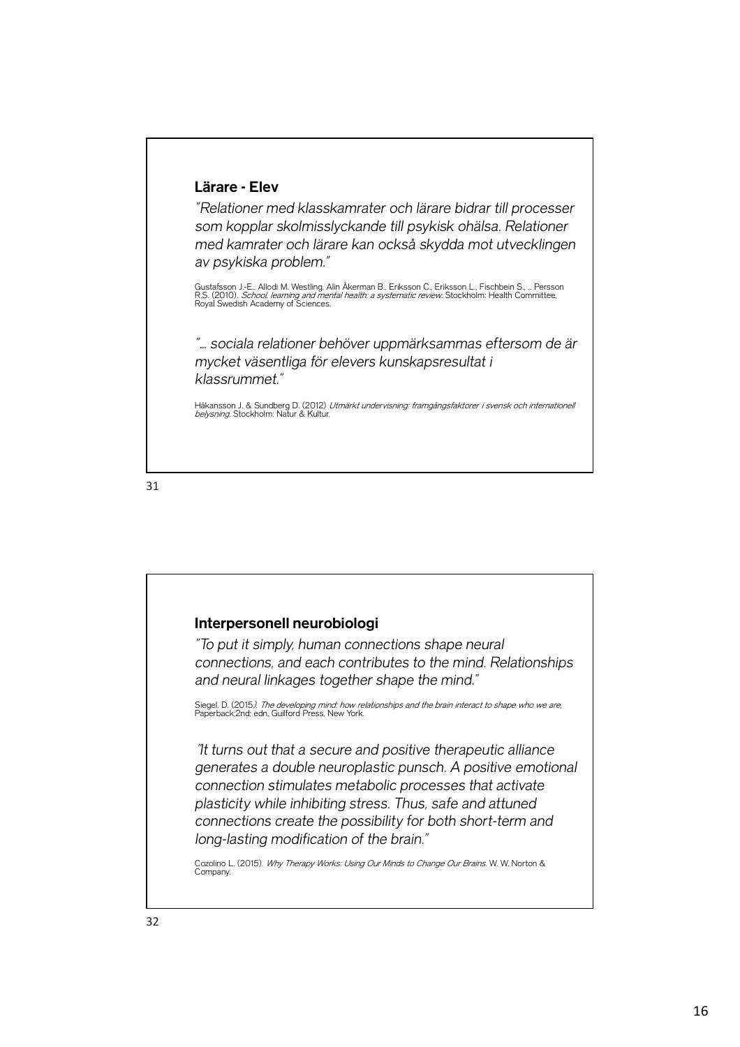**Lärare - Elev**

*"Relationer med klasskamrater och lärare bidrar till processer som kopplar skolmisslyckande till psykisk ohälsa. Relationer med kamrater och lärare kan också skydda mot utvecklingen av psykiska problem."*

Gustafsson J.-E., Allodi M. Westling, Alin Åkerman B., Eriksson C., Eriksson L., Fischbein S., … Persson R.S. (2010). *School, learning and mental health: a systematic review*. Stockholm: Health Committee, Royal Swedish Academy of Sciences.

*"… sociala relationer behöver uppmärksammas eftersom de är mycket väsentliga för elevers kunskapsresultat i klassrummet."*

Håkansson J. & Sundberg D. (2012) *Utmärkt undervisning: framgångsfaktorer i svensk och internationell belysning*. Stockholm: Natur & Kultur.

**Interpersonell neurobiologi**

*"To put it simply, human connections shape neural connections, and each contributes to the mind. Relationships and neural linkages together shape the mind."*

Siegel, D. (2015*). The developing mind: how relationships and the brain interact to shape who we are*, Paperback;2nd; edn, Guilford Press, New York.

*"It turns out that a secure and positive therapeutic alliance generates a double neuroplastic punsch. A positive emotional connection stimulates metabolic processes that activate plasticity while inhibiting stress. Thus, safe and attuned connections create the possibility for both short-term and long-lasting modification of the brain."*

Cozolino L. (2015). *Why Therapy Works: Using Our Minds to Change Our Brains*. W. W. Norton & Company.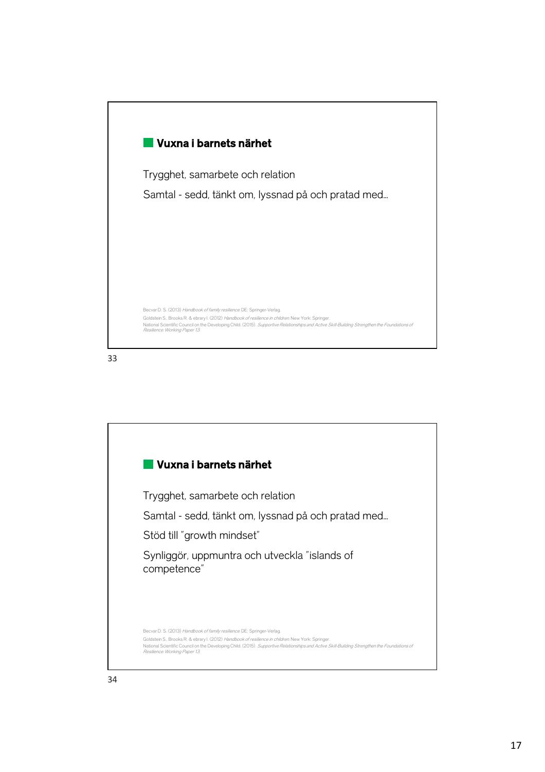## Vuxna i barnets närhet

Trygghet, samarbete och relation

Samtal - sedd, tänkt om, lyssnad på och pratad med…

Becvar D. S. (2013) *Handbook of family resilience*. DE: Springer-Verlag.

Goldstein S., Brooks R. & ebrary I. (2012) *Handbook of resilience in children*. New York: Springer.

National Scientific Council on the Developing Child. (2015). *Supportive Relationships and Active Skill-Building Strengthen the Foundations of Resilience: Working Paper 13*.

33

## Vuxna i barnets närhet

Trygghet, samarbete och relation

Samtal - sedd, tänkt om, lyssnad på och pratad med…

Stöd till ”growth mindset”

Synliggör, uppmuntra och utveckla ”islands of competence”

Becvar D. S. (2013) *Handbook of family resilience*. DE: Springer-Verlag.

Goldstein S., Brooks R. & ebrary I. (2012) *Handbook of resilience in children*. New York: Springer.

National Scientific Council on the Developing Child. (2015). *Supportive Relationships and Active Skill-Building Strengthen the Foundations of Resilience: Working Paper 13*.

34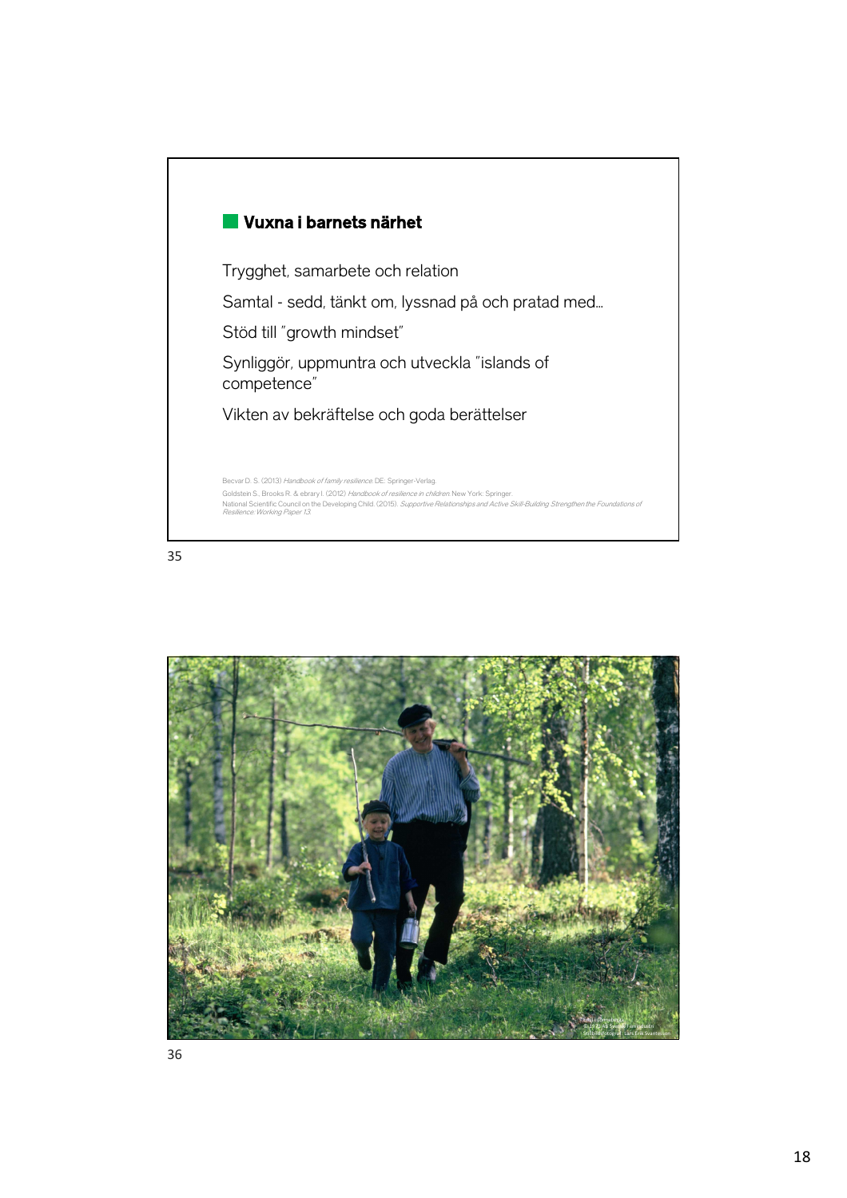## Vuxna i barnets närhet

Trygghet, samarbete och relation

Samtal - sedd, tänkt om, lyssnad på och pratad med…

Stöd till "growth mindset"

Synliggör, uppmuntra och utveckla "islands of competence"

Vikten av bekräftelse och goda berättelser

Becvar D. S. (2013) *Handbook of family resilience.* DE: Springer-Verlag.

Goldstein S., Brooks R. & ebrary I. (2012) *Handbook of resilience in children.* New York: Springer.

National Scientific Council on the Developing Child. (2015). *Supportive Relationships and Active Skill-Building Strengthen the Foundations of Resilience: Working Paper 13.*

35

36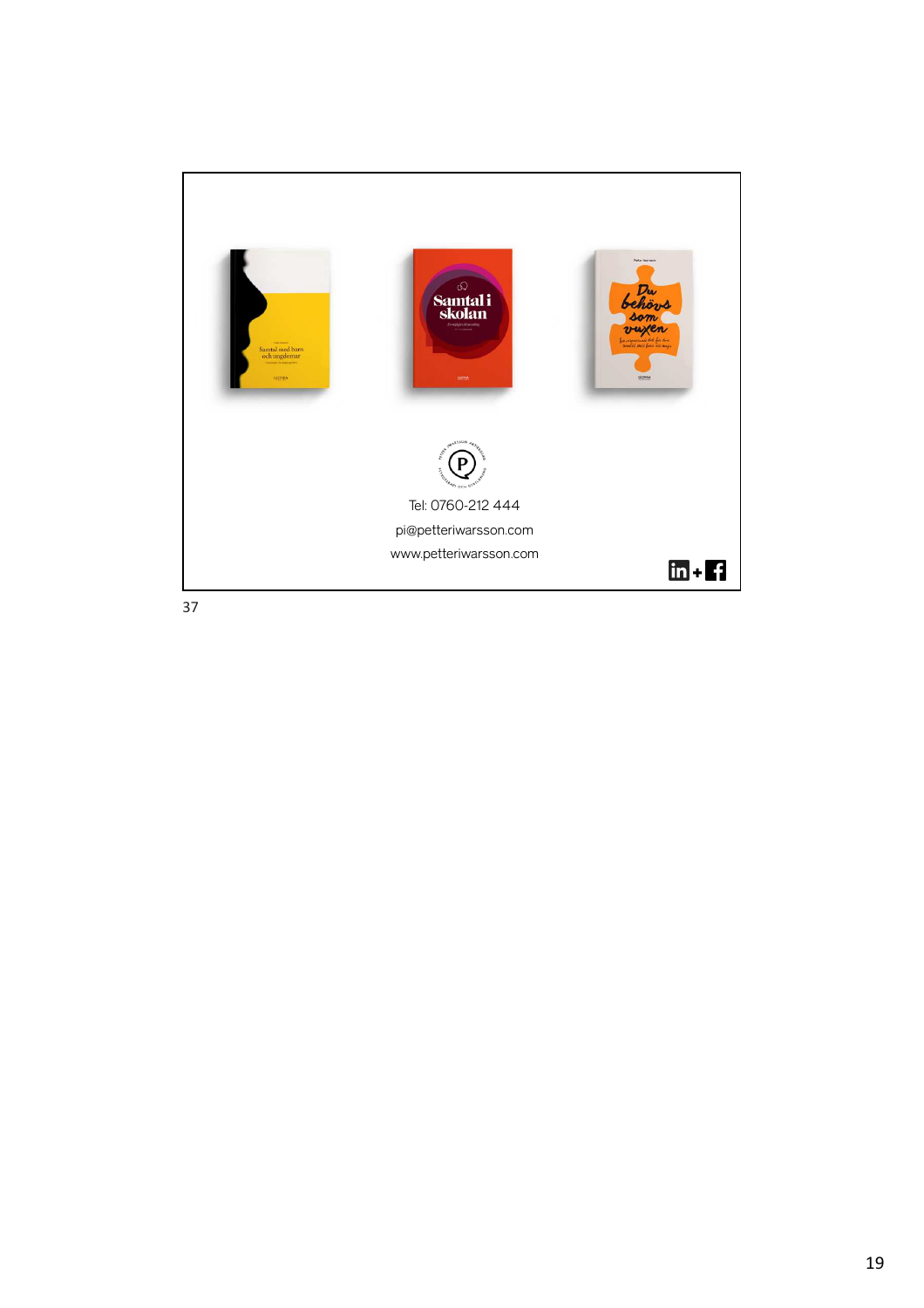Tel: 0760-212 444

pi@petteriwarsson.com

www.petteriwarsson.com

37